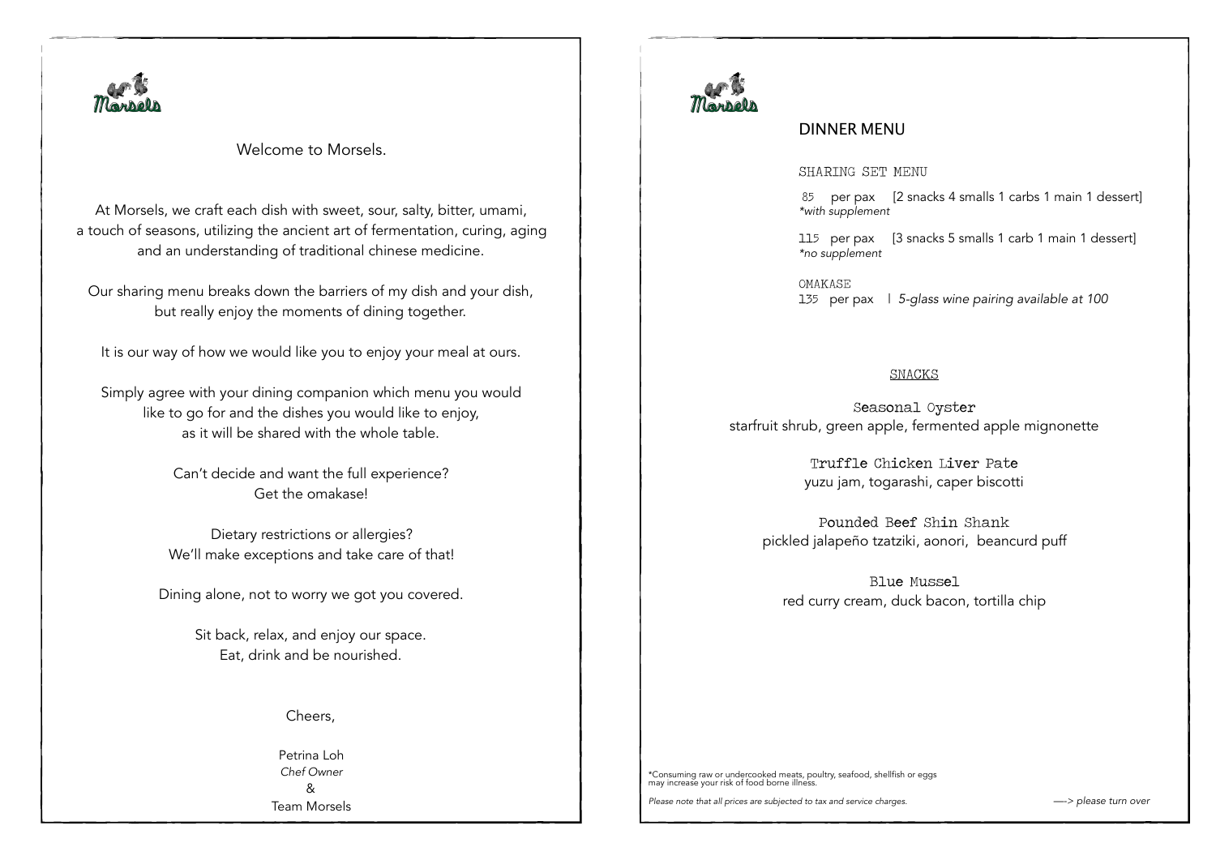Morsels

Welcome to Morsels.

At Morsels, we craft each dish with sweet, sour, salty, bitter, umami, a touch of seasons, utilizing the ancient art of fermentation, curing, aging and an understanding of traditional chinese medicine.

Our sharing menu breaks down the barriers of my dish and your dish, but really enjoy the moments of dining together.

It is our way of how we would like you to enjoy your meal at ours.

Simply agree with your dining companion which menu you would like to go for and the dishes you would like to enjoy, as it will be shared with the whole table.

Can't decide and want the full experience? Get the omakase!

Dietary restrictions or allergies? We'll make exceptions and take care of that!

Dining alone, not to worry we got you covered.

Sit back, relax, and enjoy our space. Eat, drink and be nourished.

Cheers,

Petrina Loh
*Chef Owner*
&
Team Morsels

Morsels

## DINNER MENU

SHARING SET MENU

85 per pax [2 snacks 4 smalls 1 carbs 1 main 1 dessert]
*\*with supplement*

115 per pax [3 snacks 5 smalls 1 carb 1 main 1 dessert]
*\*no supplement*

OMAKASE
135 per pax | *5-glass wine pairing available at 100*

### SNACKS

**Seasonal Oyster**
starfruit shrub, green apple, fermented apple mignonette

**Truffle Chicken Liver Pate**
yuzu jam, togarashi, caper biscotti

**Pounded Beef Shin Shank**
pickled jalapeño tzatziki, aonori, beancurd puff

**Blue Mussel**
red curry cream, duck bacon, tortilla chip

\*Consuming raw or undercooked meats, poultry, seafood, shellfish or eggs may increase your risk of food borne illness.

*Please note that all prices are subjected to tax and service charges.*

*—-> please turn over*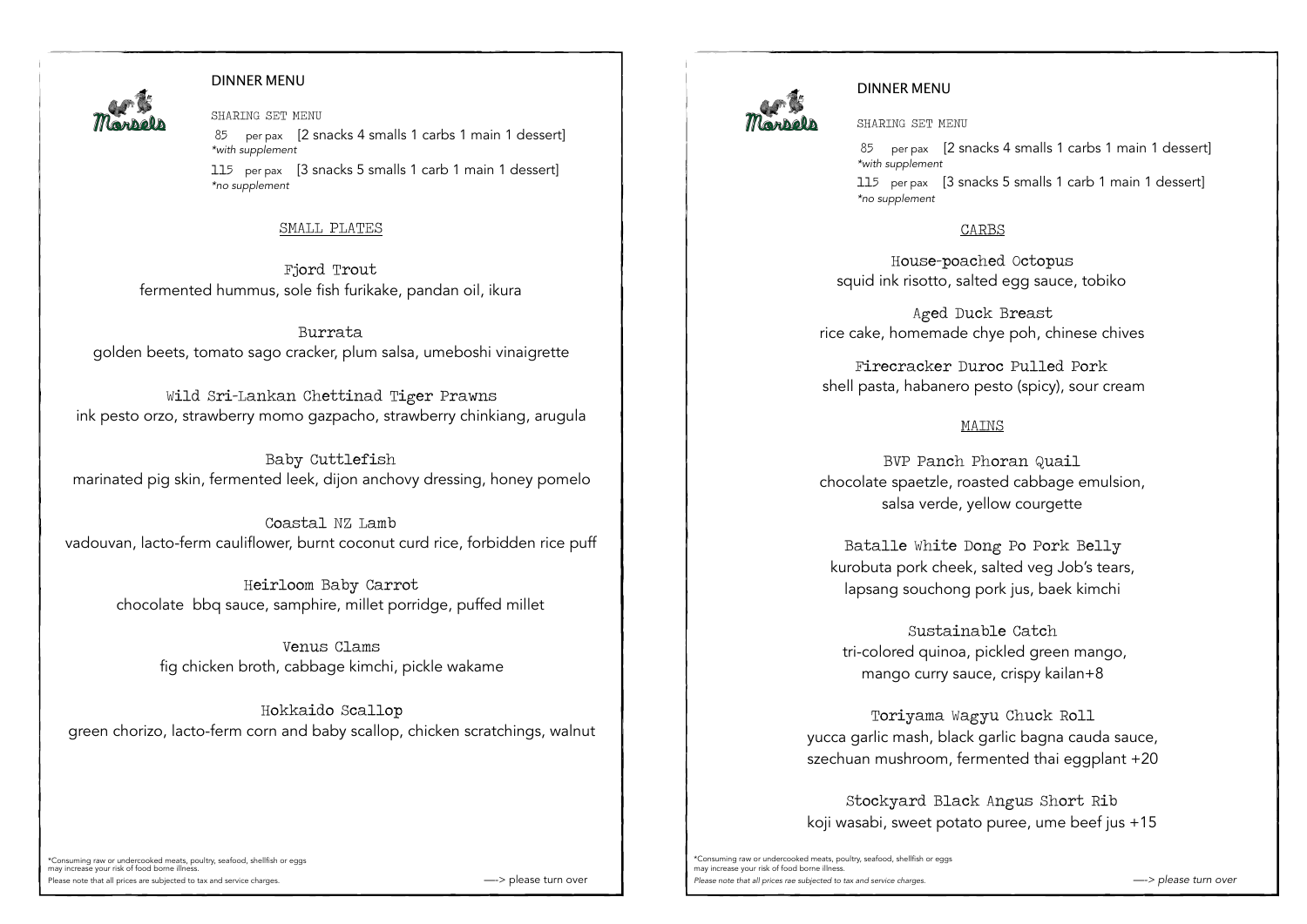## DINNER MENU

SHARING SET MENU

85 per pax [2 snacks 4 smalls 1 carbs 1 main 1 dessert]
*with supplement*

115 per pax [3 snacks 5 smalls 1 carb 1 main 1 dessert]
*no supplement*

### SMALL PLATES

Fjord Trout
fermented hummus, sole fish furikake, pandan oil, ikura

Burrata
golden beets, tomato sago cracker, plum salsa, umeboshi vinaigrette

Wild Sri-Lankan Chettinad Tiger Prawns
ink pesto orzo, strawberry momo gazpacho, strawberry chinkiang, arugula

Baby Cuttlefish
marinated pig skin, fermented leek, dijon anchovy dressing, honey pomelo

Coastal NZ Lamb
vadouvan, lacto-ferm cauliflower, burnt coconut curd rice, forbidden rice puff

Heirloom Baby Carrot
chocolate bbq sauce, samphire, millet porridge, puffed millet

Venus Clams
fig chicken broth, cabbage kimchi, pickle wakame

Hokkaido Scallop
green chorizo, lacto-ferm corn and baby scallop, chicken scratchings, walnut

*Consuming raw or undercooked meats, poultry, seafood, shellfish or eggs may increase your risk of food borne illness.
Please note that all prices are subjected to tax and service charges.

—-> please turn over

## DINNER MENU

SHARING SET MENU

85 per pax [2 snacks 4 smalls 1 carbs 1 main 1 dessert]
*with supplement*

115 per pax [3 snacks 5 smalls 1 carb 1 main 1 dessert]
*no supplement*

### CARBS

House-poached Octopus
squid ink risotto, salted egg sauce, tobiko

Aged Duck Breast
rice cake, homemade chye poh, chinese chives

Firecracker Duroc Pulled Pork
shell pasta, habanero pesto (spicy), sour cream

### MAINS

BVP Panch Phoran Quail
chocolate spaetzle, roasted cabbage emulsion, salsa verde, yellow courgette

Batalle White Dong Po Pork Belly
kurobuta pork cheek, salted veg Job's tears, lapsang souchong pork jus, baek kimchi

Sustainable Catch
tri-colored quinoa, pickled green mango, mango curry sauce, crispy kailan+8

Toriyama Wagyu Chuck Roll
yucca garlic mash, black garlic bagna cauda sauce, szechuan mushroom, fermented thai eggplant +20

Stockyard Black Angus Short Rib
koji wasabi, sweet potato puree, ume beef jus +15

*Consuming raw or undercooked meats, poultry, seafood, shellfish or eggs may increase your risk of food borne illness.
*Please note that all prices rae subjected to tax and service charges.*

*—-> please turn over*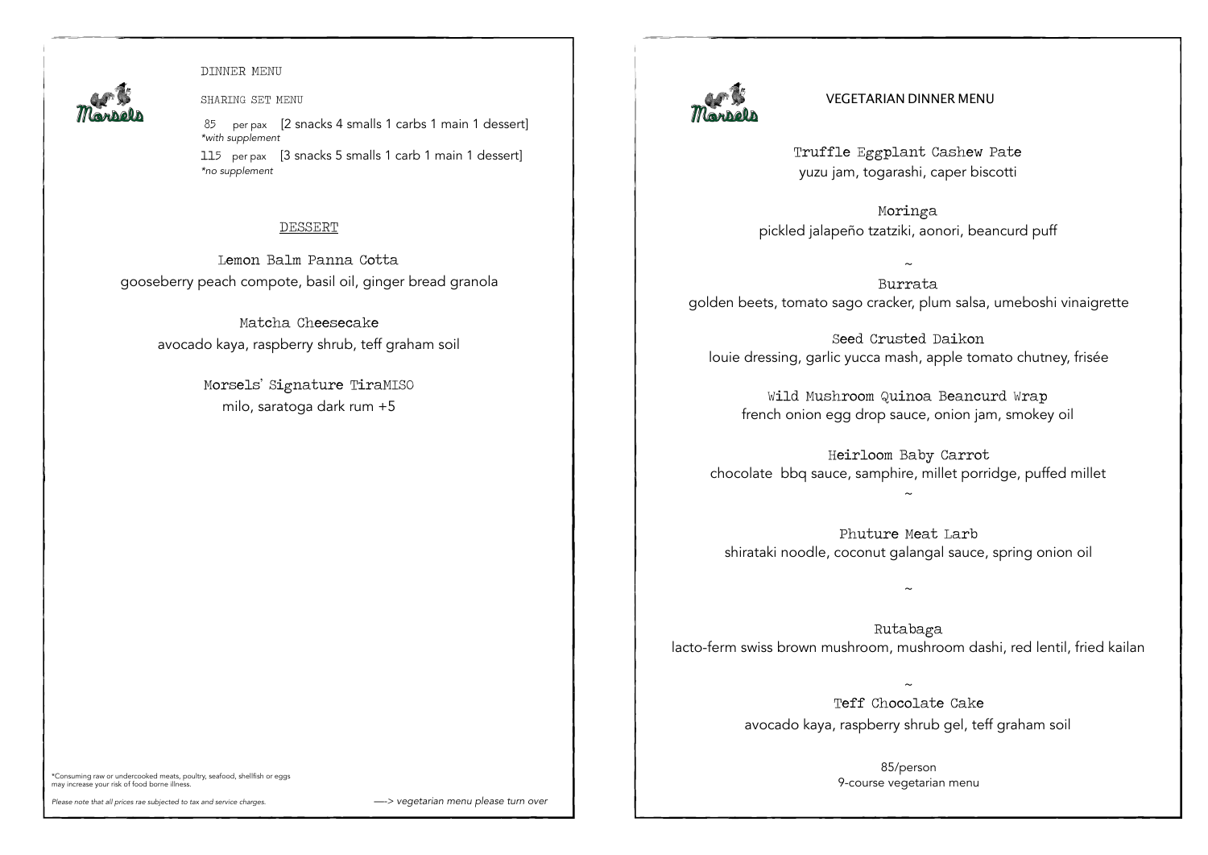DINNER MENU

SHARING SET MENU

85 per pax [2 snacks 4 smalls 1 carbs 1 main 1 dessert]
*with supplement

115 per pax [3 snacks 5 smalls 1 carb 1 main 1 dessert]
*no supplement

## DESSERT

Lemon Balm Panna Cotta
gooseberry peach compote, basil oil, ginger bread granola

Matcha Cheesecake
avocado kaya, raspberry shrub, teff graham soil

Morsels' Signature TiraMISO
milo, saratoga dark rum +5

*Consuming raw or undercooked meats, poultry, seafood, shellfish or eggs may increase your risk of food borne illness.

*Please note that all prices rae subjected to tax and service charges.*

*—-> vegetarian menu please turn over*

## VEGETARIAN DINNER MENU

Truffle Eggplant Cashew Pate
yuzu jam, togarashi, caper biscotti

Moringa
pickled jalapeño tzatziki, aonori, beancurd puff

~

Burrata
golden beets, tomato sago cracker, plum salsa, umeboshi vinaigrette

Seed Crusted Daikon
louie dressing, garlic yucca mash, apple tomato chutney, frisée

Wild Mushroom Quinoa Beancurd Wrap
french onion egg drop sauce, onion jam, smokey oil

Heirloom Baby Carrot
chocolate bbq sauce, samphire, millet porridge, puffed millet

~

Phuture Meat Larb
shirataki noodle, coconut galangal sauce, spring onion oil

~

Rutabaga
lacto-ferm swiss brown mushroom, mushroom dashi, red lentil, fried kailan

~

Teff Chocolate Cake
avocado kaya, raspberry shrub gel, teff graham soil

85/person
9-course vegetarian menu